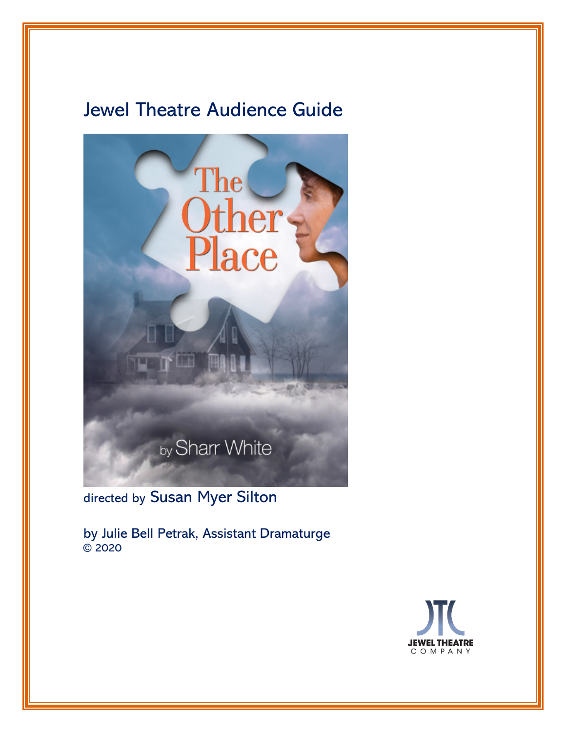# Jewel Theatre Audience Guide

The Other Place

by Sharr White

directed by Susan Myer Silton

by Julie Bell Petrak, Assistant Dramaturge
© 2020

JEWEL THEATRE COMPANY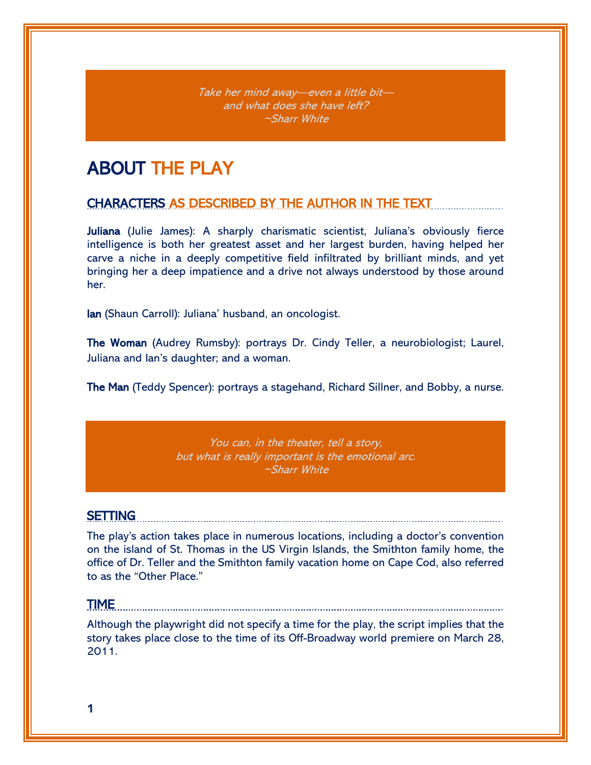*Take her mind away—even a little bit—
and what does she have left?
~Sharr White*

# ABOUT THE PLAY

## CHARACTERS AS DESCRIBED BY THE AUTHOR IN THE TEXT

**Juliana** (Julie James): A sharply charismatic scientist, Juliana's obviously fierce intelligence is both her greatest asset and her largest burden, having helped her carve a niche in a deeply competitive field infiltrated by brilliant minds, and yet bringing her a deep impatience and a drive not always understood by those around her.

**Ian** (Shaun Carroll): Juliana' husband, an oncologist.

**The Woman** (Audrey Rumsby): portrays Dr. Cindy Teller, a neurobiologist; Laurel, Juliana and Ian's daughter; and a woman.

**The Man** (Teddy Spencer): portrays a stagehand, Richard Sillner, and Bobby, a nurse.

*You can, in the theater, tell a story,
but what is really important is the emotional arc.
~Sharr White*

## SETTING

The play's action takes place in numerous locations, including a doctor's convention on the island of St. Thomas in the US Virgin Islands, the Smithton family home, the office of Dr. Teller and the Smithton family vacation home on Cape Cod, also referred to as the "Other Place."

## TIME

Although the playwright did not specify a time for the play, the script implies that the story takes place close to the time of its Off-Broadway world premiere on March 28, 2011.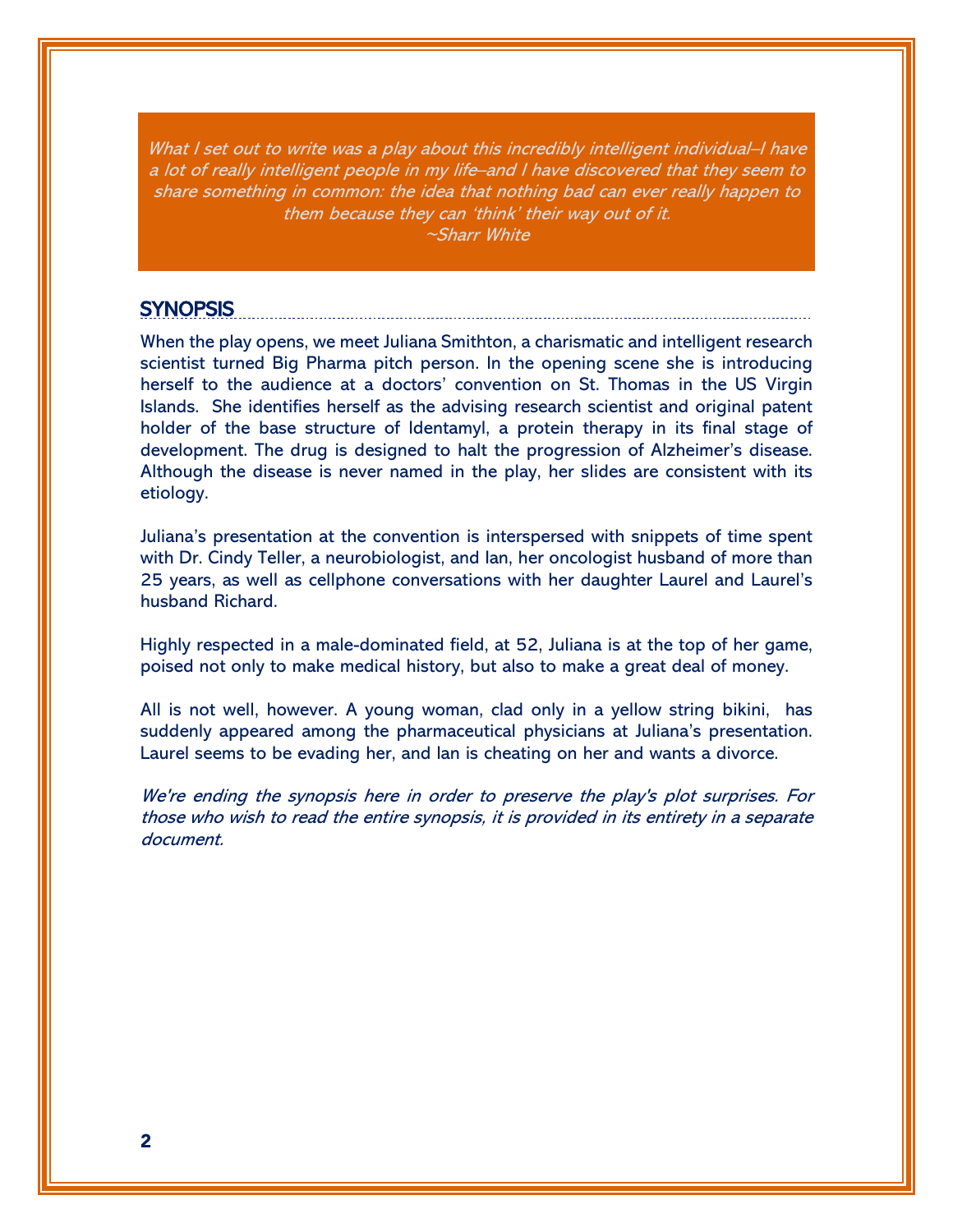*What I set out to write was a play about this incredibly intelligent individual–I have a lot of really intelligent people in my life–and I have discovered that they seem to share something in common: the idea that nothing bad can ever really happen to them because they can 'think' their way out of it.*
*~Sharr White*

## SYNOPSIS

When the play opens, we meet Juliana Smithton, a charismatic and intelligent research scientist turned Big Pharma pitch person. In the opening scene she is introducing herself to the audience at a doctors' convention on St. Thomas in the US Virgin Islands. She identifies herself as the advising research scientist and original patent holder of the base structure of Identamyl, a protein therapy in its final stage of development. The drug is designed to halt the progression of Alzheimer's disease. Although the disease is never named in the play, her slides are consistent with its etiology.

Juliana's presentation at the convention is interspersed with snippets of time spent with Dr. Cindy Teller, a neurobiologist, and Ian, her oncologist husband of more than 25 years, as well as cellphone conversations with her daughter Laurel and Laurel's husband Richard.

Highly respected in a male-dominated field, at 52, Juliana is at the top of her game, poised not only to make medical history, but also to make a great deal of money.

All is not well, however. A young woman, clad only in a yellow string bikini, has suddenly appeared among the pharmaceutical physicians at Juliana's presentation. Laurel seems to be evading her, and Ian is cheating on her and wants a divorce.

*We're ending the synopsis here in order to preserve the play's plot surprises. For those who wish to read the entire synopsis, it is provided in its entirety in a separate document.*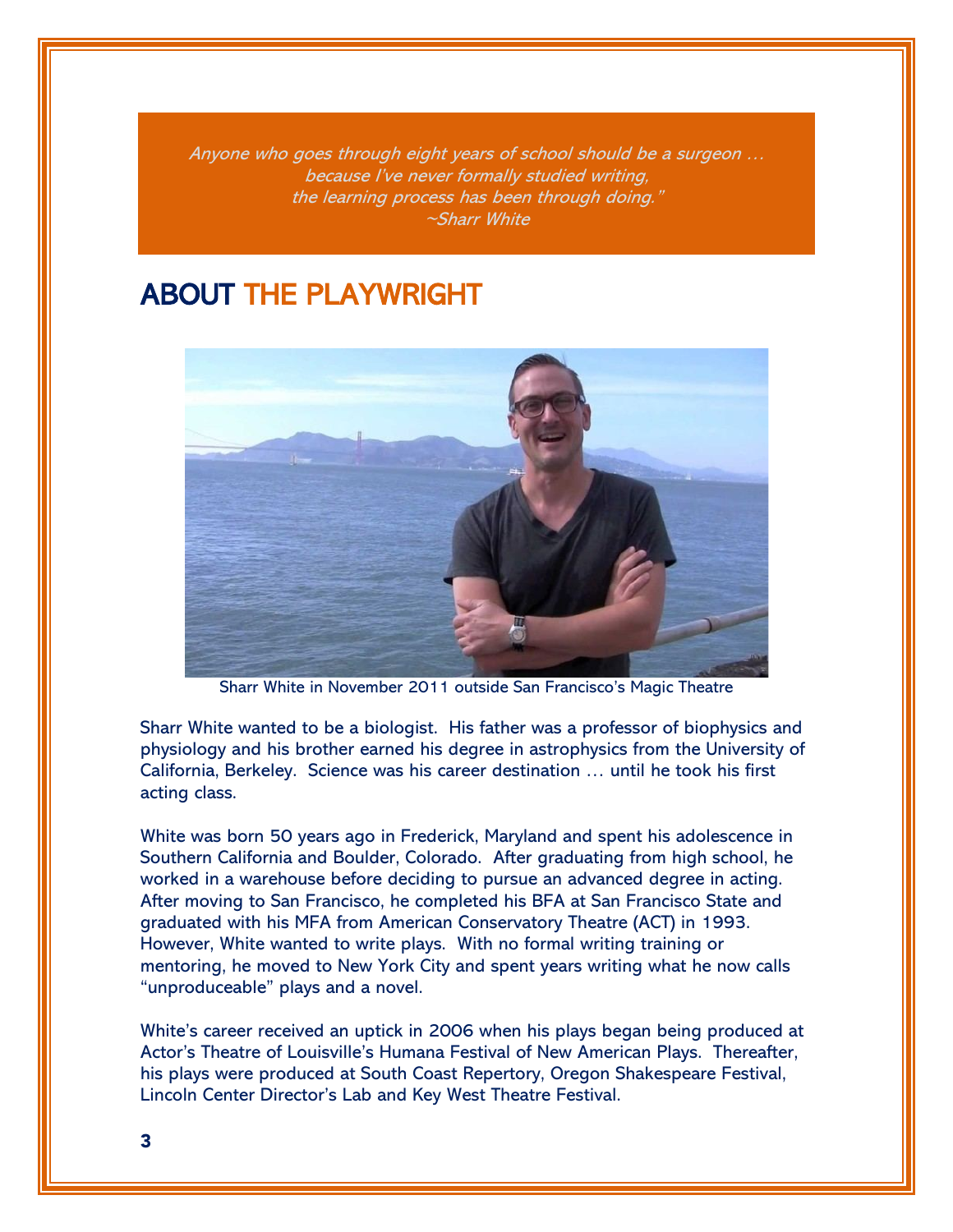*Anyone who goes through eight years of school should be a surgeon … because I've never formally studied writing, the learning process has been through doing."*
*~Sharr White*

## ABOUT THE PLAYWRIGHT

Sharr White in November 2011 outside San Francisco's Magic Theatre

Sharr White wanted to be a biologist. His father was a professor of biophysics and physiology and his brother earned his degree in astrophysics from the University of California, Berkeley. Science was his career destination … until he took his first acting class.

White was born 50 years ago in Frederick, Maryland and spent his adolescence in Southern California and Boulder, Colorado. After graduating from high school, he worked in a warehouse before deciding to pursue an advanced degree in acting. After moving to San Francisco, he completed his BFA at San Francisco State and graduated with his MFA from American Conservatory Theatre (ACT) in 1993. However, White wanted to write plays. With no formal writing training or mentoring, he moved to New York City and spent years writing what he now calls "unproduceable" plays and a novel.

White's career received an uptick in 2006 when his plays began being produced at Actor's Theatre of Louisville's Humana Festival of New American Plays. Thereafter, his plays were produced at South Coast Repertory, Oregon Shakespeare Festival, Lincoln Center Director's Lab and Key West Theatre Festival.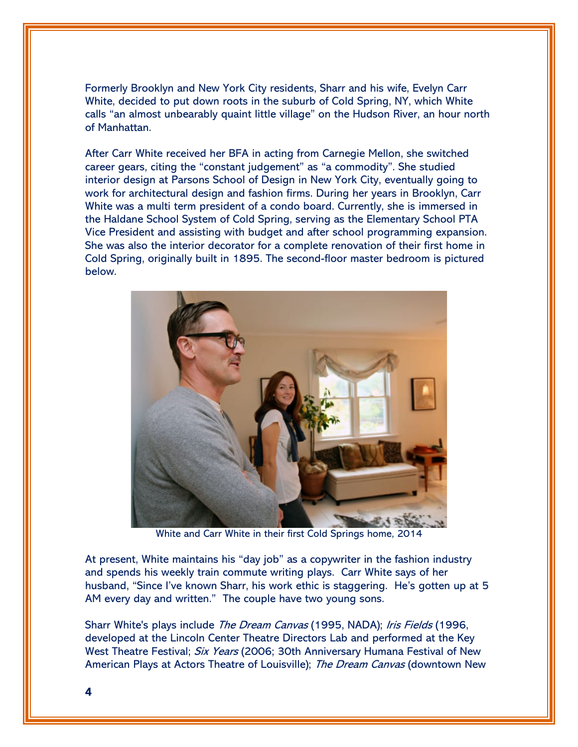Formerly Brooklyn and New York City residents, Sharr and his wife, Evelyn Carr White, decided to put down roots in the suburb of Cold Spring, NY, which White calls "an almost unbearably quaint little village" on the Hudson River, an hour north of Manhattan.

After Carr White received her BFA in acting from Carnegie Mellon, she switched career gears, citing the "constant judgement" as "a commodity". She studied interior design at Parsons School of Design in New York City, eventually going to work for architectural design and fashion firms. During her years in Brooklyn, Carr White was a multi term president of a condo board. Currently, she is immersed in the Haldane School System of Cold Spring, serving as the Elementary School PTA Vice President and assisting with budget and after school programming expansion. She was also the interior decorator for a complete renovation of their first home in Cold Spring, originally built in 1895. The second-floor master bedroom is pictured below.

White and Carr White in their first Cold Springs home, 2014

At present, White maintains his "day job" as a copywriter in the fashion industry and spends his weekly train commute writing plays. Carr White says of her husband, "Since I've known Sharr, his work ethic is staggering. He's gotten up at 5 AM every day and written." The couple have two young sons.

Sharr White's plays include *The Dream Canvas* (1995, NADA); *Iris Fields* (1996, developed at the Lincoln Center Theatre Directors Lab and performed at the Key West Theatre Festival; *Six Years* (2006; 30th Anniversary Humana Festival of New American Plays at Actors Theatre of Louisville); *The Dream Canvas* (downtown New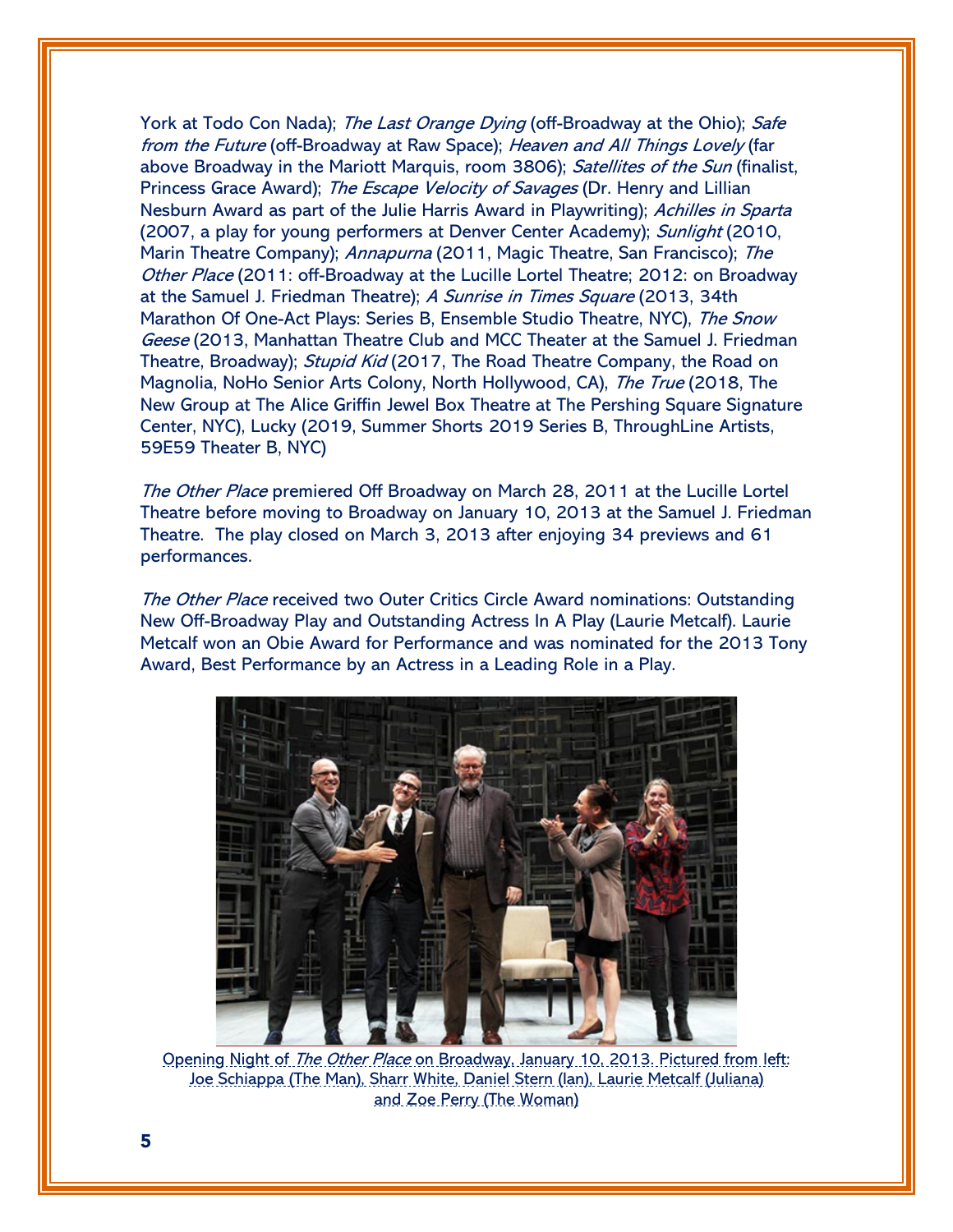York at Todo Con Nada); *The Last Orange Dying* (off-Broadway at the Ohio); *Safe from the Future* (off-Broadway at Raw Space); *Heaven and All Things Lovely* (far above Broadway in the Mariott Marquis, room 3806); *Satellites of the Sun* (finalist, Princess Grace Award); *The Escape Velocity of Savages* (Dr. Henry and Lillian Nesburn Award as part of the Julie Harris Award in Playwriting); *Achilles in Sparta* (2007, a play for young performers at Denver Center Academy); *Sunlight* (2010, Marin Theatre Company); *Annapurna* (2011, Magic Theatre, San Francisco); *The Other Place* (2011: off-Broadway at the Lucille Lortel Theatre; 2012: on Broadway at the Samuel J. Friedman Theatre); *A Sunrise in Times Square* (2013, 34th Marathon Of One-Act Plays: Series B, Ensemble Studio Theatre, NYC), *The Snow Geese* (2013, Manhattan Theatre Club and MCC Theater at the Samuel J. Friedman Theatre, Broadway); *Stupid Kid* (2017, The Road Theatre Company, the Road on Magnolia, NoHo Senior Arts Colony, North Hollywood, CA), *The True* (2018, The New Group at The Alice Griffin Jewel Box Theatre at The Pershing Square Signature Center, NYC), Lucky (2019, Summer Shorts 2019 Series B, ThroughLine Artists, 59E59 Theater B, NYC)

*The Other Place* premiered Off Broadway on March 28, 2011 at the Lucille Lortel Theatre before moving to Broadway on January 10, 2013 at the Samuel J. Friedman Theatre. The play closed on March 3, 2013 after enjoying 34 previews and 61 performances.

*The Other Place* received two Outer Critics Circle Award nominations: Outstanding New Off-Broadway Play and Outstanding Actress In A Play (Laurie Metcalf). Laurie Metcalf won an Obie Award for Performance and was nominated for the 2013 Tony Award, Best Performance by an Actress in a Leading Role in a Play.

Opening Night of *The Other Place* on Broadway, January 10, 2013. Pictured from left: Joe Schiappa (The Man), Sharr White, Daniel Stern (Ian), Laurie Metcalf (Juliana) and Zoe Perry (The Woman)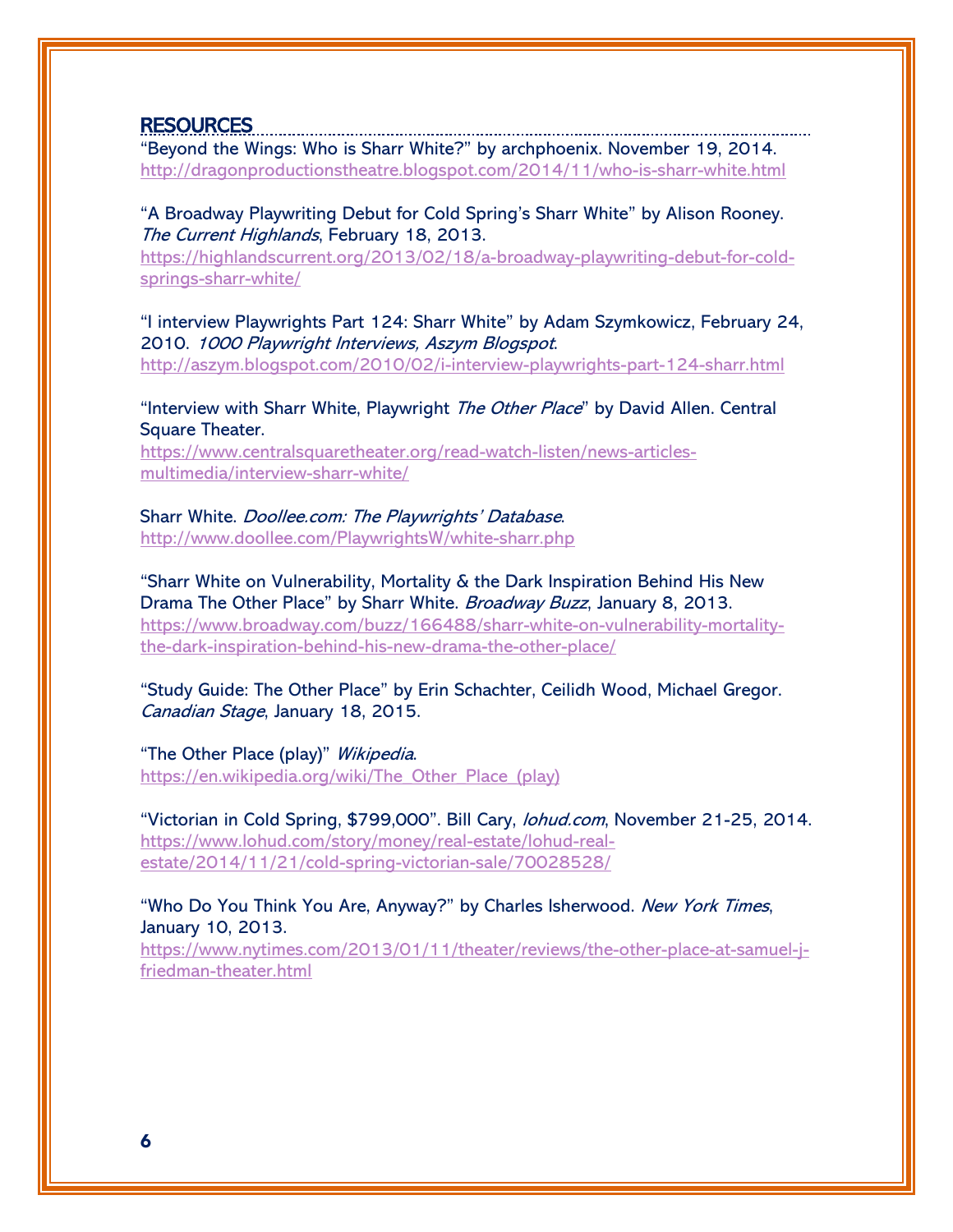## RESOURCES

"Beyond the Wings: Who is Sharr White?" by archphoenix. November 19, 2014.
http://dragonproductionstheatre.blogspot.com/2014/11/who-is-sharr-white.html

"A Broadway Playwriting Debut for Cold Spring's Sharr White" by Alison Rooney. *The Current Highlands*, February 18, 2013.
https://highlandscurrent.org/2013/02/18/a-broadway-playwriting-debut-for-cold-springs-sharr-white/

"I interview Playwrights Part 124: Sharr White" by Adam Szymkowicz, February 24, 2010. *1000 Playwright Interviews, Aszym Blogspot*.
http://aszym.blogspot.com/2010/02/i-interview-playwrights-part-124-sharr.html

"Interview with Sharr White, Playwright *The Other Place*" by David Allen. Central Square Theater.
https://www.centralsquaretheater.org/read-watch-listen/news-articles-multimedia/interview-sharr-white/

Sharr White. *Doollee.com: The Playwrights' Database*.
http://www.doollee.com/PlaywrightsW/white-sharr.php

"Sharr White on Vulnerability, Mortality & the Dark Inspiration Behind His New Drama The Other Place" by Sharr White. *Broadway Buzz*, January 8, 2013.
https://www.broadway.com/buzz/166488/sharr-white-on-vulnerability-mortality-the-dark-inspiration-behind-his-new-drama-the-other-place/

"Study Guide: The Other Place" by Erin Schachter, Ceilidh Wood, Michael Gregor. *Canadian Stage*, January 18, 2015.

"The Other Place (play)" *Wikipedia*.
https://en.wikipedia.org/wiki/The_Other_Place_(play)

"Victorian in Cold Spring, $799,000". Bill Cary, *lohud.com*, November 21-25, 2014.
https://www.lohud.com/story/money/real-estate/lohud-real-estate/2014/11/21/cold-spring-victorian-sale/70028528/

"Who Do You Think You Are, Anyway?" by Charles Isherwood. *New York Times*, January 10, 2013.
https://www.nytimes.com/2013/01/11/theater/reviews/the-other-place-at-samuel-j-friedman-theater.html